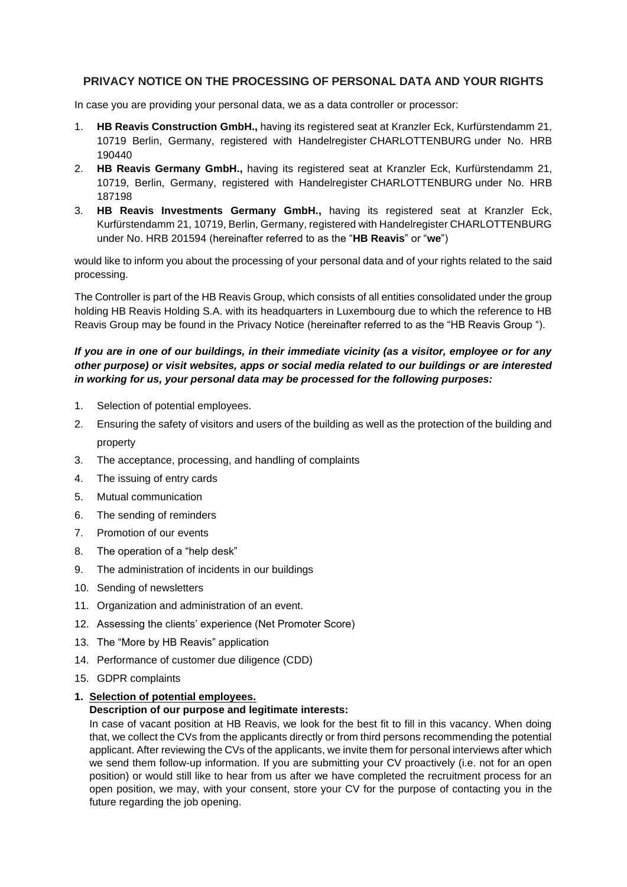## PRIVACY NOTICE ON THE PROCESSING OF PERSONAL DATA AND YOUR RIGHTS

In case you are providing your personal data, we as a data controller or processor:

1. **HB Reavis Construction GmbH.,** having its registered seat at Kranzler Eck, Kurfürstendamm 21, 10719 Berlin, Germany, registered with Handelregister CHARLOTTENBURG under No. HRB 190440
2. **HB Reavis Germany GmbH.,** having its registered seat at Kranzler Eck, Kurfürstendamm 21, 10719, Berlin, Germany, registered with Handelregister CHARLOTTENBURG under No. HRB 187198
3. **HB Reavis Investments Germany GmbH.,** having its registered seat at Kranzler Eck, Kurfürstendamm 21, 10719, Berlin, Germany, registered with Handelregister CHARLOTTENBURG under No. HRB 201594 (hereinafter referred to as the "**HB Reavis**" or "**we**")

would like to inform you about the processing of your personal data and of your rights related to the said processing.

The Controller is part of the HB Reavis Group, which consists of all entities consolidated under the group holding HB Reavis Holding S.A. with its headquarters in Luxembourg due to which the reference to HB Reavis Group may be found in the Privacy Notice (hereinafter referred to as the "HB Reavis Group ").

***If you are in one of our buildings, in their immediate vicinity (as a visitor, employee or for any other purpose) or visit websites, apps or social media related to our buildings or are interested in working for us, your personal data may be processed for the following purposes:***

1. Selection of potential employees.
2. Ensuring the safety of visitors and users of the building as well as the protection of the building and property
3. The acceptance, processing, and handling of complaints
4. The issuing of entry cards
5. Mutual communication
6. The sending of reminders
7. Promotion of our events
8. The operation of a "help desk"
9. The administration of incidents in our buildings
10. Sending of newsletters
11. Organization and administration of an event.
12. Assessing the clients' experience (Net Promoter Score)
13. The "More by HB Reavis" application
14. Performance of customer due diligence (CDD)
15. GDPR complaints

### 1. Selection of potential employees.

**Description of our purpose and legitimate interests:**

In case of vacant position at HB Reavis, we look for the best fit to fill in this vacancy. When doing that, we collect the CVs from the applicants directly or from third persons recommending the potential applicant. After reviewing the CVs of the applicants, we invite them for personal interviews after which we send them follow-up information. If you are submitting your CV proactively (i.e. not for an open position) or would still like to hear from us after we have completed the recruitment process for an open position, we may, with your consent, store your CV for the purpose of contacting you in the future regarding the job opening.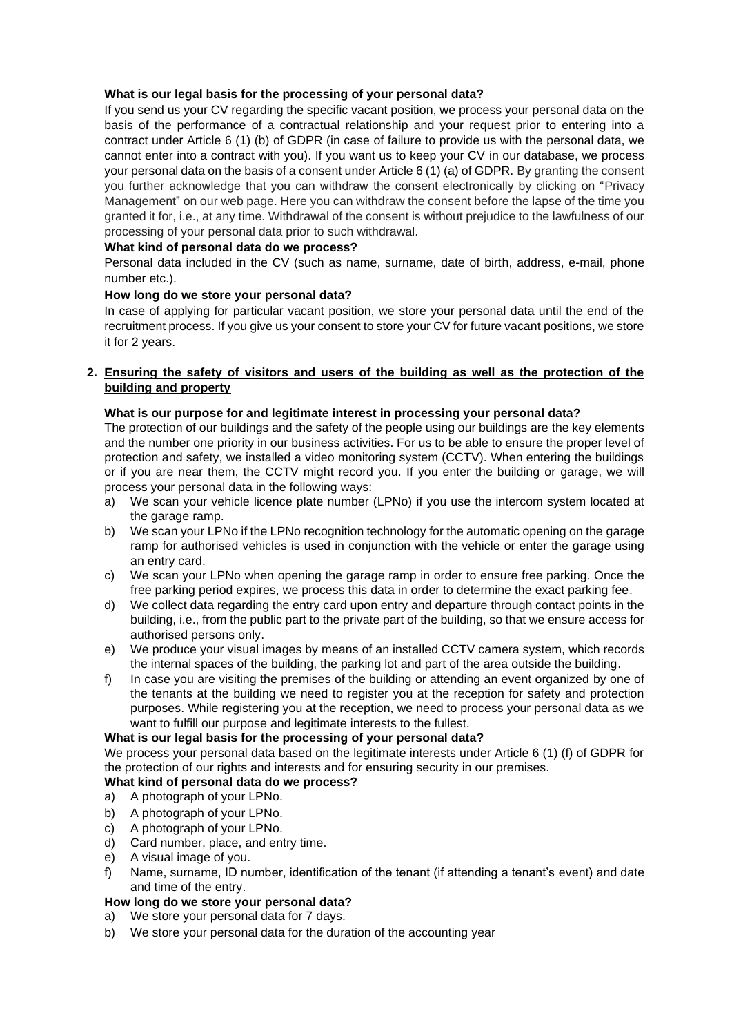**What is our legal basis for the processing of your personal data?**

If you send us your CV regarding the specific vacant position, we process your personal data on the basis of the performance of a contractual relationship and your request prior to entering into a contract under Article 6 (1) (b) of GDPR (in case of failure to provide us with the personal data, we cannot enter into a contract with you). If you want us to keep your CV in our database, we process your personal data on the basis of a consent under Article 6 (1) (a) of GDPR. By granting the consent you further acknowledge that you can withdraw the consent electronically by clicking on "Privacy Management" on our web page. Here you can withdraw the consent before the lapse of the time you granted it for, i.e., at any time. Withdrawal of the consent is without prejudice to the lawfulness of our processing of your personal data prior to such withdrawal.

**What kind of personal data do we process?**

Personal data included in the CV (such as name, surname, date of birth, address, e-mail, phone number etc.).

**How long do we store your personal data?**

In case of applying for particular vacant position, we store your personal data until the end of the recruitment process. If you give us your consent to store your CV for future vacant positions, we store it for 2 years.

2. **Ensuring the safety of visitors and users of the building as well as the protection of the building and property**

**What is our purpose for and legitimate interest in processing your personal data?**

The protection of our buildings and the safety of the people using our buildings are the key elements and the number one priority in our business activities. For us to be able to ensure the proper level of protection and safety, we installed a video monitoring system (CCTV). When entering the buildings or if you are near them, the CCTV might record you. If you enter the building or garage, we will process your personal data in the following ways:

a) We scan your vehicle licence plate number (LPNo) if you use the intercom system located at the garage ramp.
b) We scan your LPNo if the LPNo recognition technology for the automatic opening on the garage ramp for authorised vehicles is used in conjunction with the vehicle or enter the garage using an entry card.
c) We scan your LPNo when opening the garage ramp in order to ensure free parking. Once the free parking period expires, we process this data in order to determine the exact parking fee.
d) We collect data regarding the entry card upon entry and departure through contact points in the building, i.e., from the public part to the private part of the building, so that we ensure access for authorised persons only.
e) We produce your visual images by means of an installed CCTV camera system, which records the internal spaces of the building, the parking lot and part of the area outside the building.
f) In case you are visiting the premises of the building or attending an event organized by one of the tenants at the building we need to register you at the reception for safety and protection purposes. While registering you at the reception, we need to process your personal data as we want to fulfill our purpose and legitimate interests to the fullest.

**What is our legal basis for the processing of your personal data?**

We process your personal data based on the legitimate interests under Article 6 (1) (f) of GDPR for the protection of our rights and interests and for ensuring security in our premises.

**What kind of personal data do we process?**

a) A photograph of your LPNo.
b) A photograph of your LPNo.
c) A photograph of your LPNo.
d) Card number, place, and entry time.
e) A visual image of you.
f) Name, surname, ID number, identification of the tenant (if attending a tenant's event) and date and time of the entry.

**How long do we store your personal data?**

a) We store your personal data for 7 days.
b) We store your personal data for the duration of the accounting year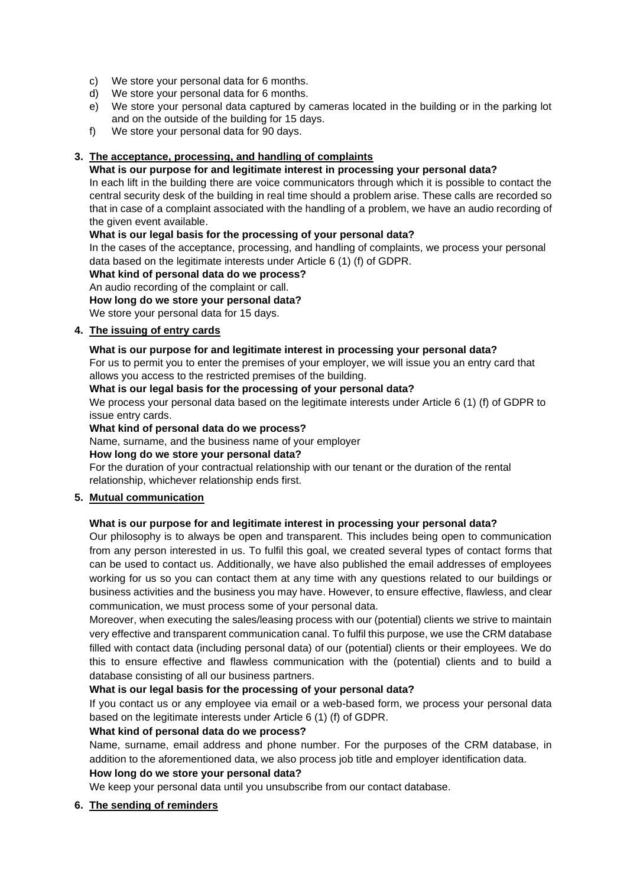c) We store your personal data for 6 months.
d) We store your personal data for 6 months.
e) We store your personal data captured by cameras located in the building or in the parking lot and on the outside of the building for 15 days.
f) We store your personal data for 90 days.

**3. The acceptance, processing, and handling of complaints**

**What is our purpose for and legitimate interest in processing your personal data?**

In each lift in the building there are voice communicators through which it is possible to contact the central security desk of the building in real time should a problem arise. These calls are recorded so that in case of a complaint associated with the handling of a problem, we have an audio recording of the given event available.

**What is our legal basis for the processing of your personal data?**

In the cases of the acceptance, processing, and handling of complaints, we process your personal data based on the legitimate interests under Article 6 (1) (f) of GDPR.

**What kind of personal data do we process?**

An audio recording of the complaint or call.

**How long do we store your personal data?**

We store your personal data for 15 days.

**4. The issuing of entry cards**

**What is our purpose for and legitimate interest in processing your personal data?**

For us to permit you to enter the premises of your employer, we will issue you an entry card that allows you access to the restricted premises of the building.

**What is our legal basis for the processing of your personal data?**

We process your personal data based on the legitimate interests under Article 6 (1) (f) of GDPR to issue entry cards.

**What kind of personal data do we process?**

Name, surname, and the business name of your employer

**How long do we store your personal data?**

For the duration of your contractual relationship with our tenant or the duration of the rental relationship, whichever relationship ends first.

**5. Mutual communication**

**What is our purpose for and legitimate interest in processing your personal data?**

Our philosophy is to always be open and transparent. This includes being open to communication from any person interested in us. To fulfil this goal, we created several types of contact forms that can be used to contact us. Additionally, we have also published the email addresses of employees working for us so you can contact them at any time with any questions related to our buildings or business activities and the business you may have. However, to ensure effective, flawless, and clear communication, we must process some of your personal data.

Moreover, when executing the sales/leasing process with our (potential) clients we strive to maintain very effective and transparent communication canal. To fulfil this purpose, we use the CRM database filled with contact data (including personal data) of our (potential) clients or their employees. We do this to ensure effective and flawless communication with the (potential) clients and to build a database consisting of all our business partners.

**What is our legal basis for the processing of your personal data?**

If you contact us or any employee via email or a web-based form, we process your personal data based on the legitimate interests under Article 6 (1) (f) of GDPR.

**What kind of personal data do we process?**

Name, surname, email address and phone number. For the purposes of the CRM database, in addition to the aforementioned data, we also process job title and employer identification data.

**How long do we store your personal data?**

We keep your personal data until you unsubscribe from our contact database.

**6. The sending of reminders**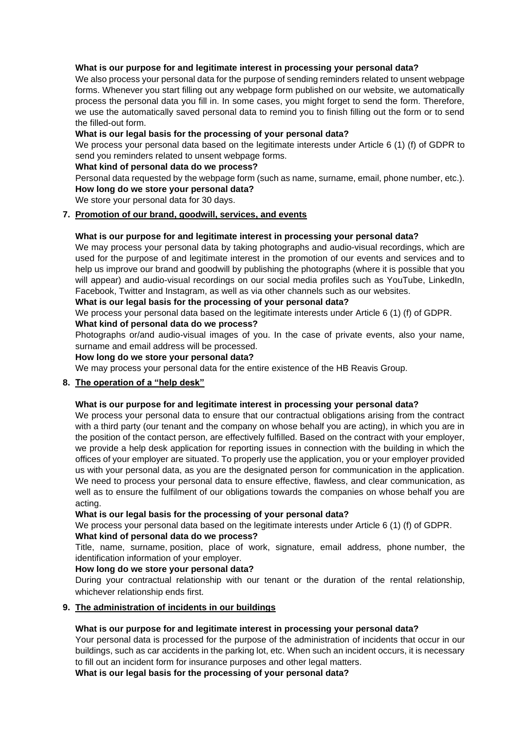**What is our purpose for and legitimate interest in processing your personal data?**

We also process your personal data for the purpose of sending reminders related to unsent webpage forms. Whenever you start filling out any webpage form published on our website, we automatically process the personal data you fill in. In some cases, you might forget to send the form. Therefore, we use the automatically saved personal data to remind you to finish filling out the form or to send the filled-out form.

**What is our legal basis for the processing of your personal data?**

We process your personal data based on the legitimate interests under Article 6 (1) (f) of GDPR to send you reminders related to unsent webpage forms.

**What kind of personal data do we process?**

Personal data requested by the webpage form (such as name, surname, email, phone number, etc.).

**How long do we store your personal data?**

We store your personal data for 30 days.

7. **Promotion of our brand, goodwill, services, and events**

**What is our purpose for and legitimate interest in processing your personal data?**

We may process your personal data by taking photographs and audio-visual recordings, which are used for the purpose of and legitimate interest in the promotion of our events and services and to help us improve our brand and goodwill by publishing the photographs (where it is possible that you will appear) and audio-visual recordings on our social media profiles such as YouTube, LinkedIn, Facebook, Twitter and Instagram, as well as via other channels such as our websites.

**What is our legal basis for the processing of your personal data?**

We process your personal data based on the legitimate interests under Article 6 (1) (f) of GDPR.

**What kind of personal data do we process?**

Photographs or/and audio-visual images of you. In the case of private events, also your name, surname and email address will be processed.

**How long do we store your personal data?**

We may process your personal data for the entire existence of the HB Reavis Group.

8. **The operation of a "help desk"**

**What is our purpose for and legitimate interest in processing your personal data?**

We process your personal data to ensure that our contractual obligations arising from the contract with a third party (our tenant and the company on whose behalf you are acting), in which you are in the position of the contact person, are effectively fulfilled. Based on the contract with your employer, we provide a help desk application for reporting issues in connection with the building in which the offices of your employer are situated. To properly use the application, you or your employer provided us with your personal data, as you are the designated person for communication in the application. We need to process your personal data to ensure effective, flawless, and clear communication, as well as to ensure the fulfilment of our obligations towards the companies on whose behalf you are acting.

**What is our legal basis for the processing of your personal data?**

We process your personal data based on the legitimate interests under Article 6 (1) (f) of GDPR.

**What kind of personal data do we process?**

Title, name, surname, position, place of work, signature, email address, phone number, the identification information of your employer.

**How long do we store your personal data?**

During your contractual relationship with our tenant or the duration of the rental relationship, whichever relationship ends first.

9. **The administration of incidents in our buildings**

**What is our purpose for and legitimate interest in processing your personal data?**

Your personal data is processed for the purpose of the administration of incidents that occur in our buildings, such as car accidents in the parking lot, etc. When such an incident occurs, it is necessary to fill out an incident form for insurance purposes and other legal matters.

**What is our legal basis for the processing of your personal data?**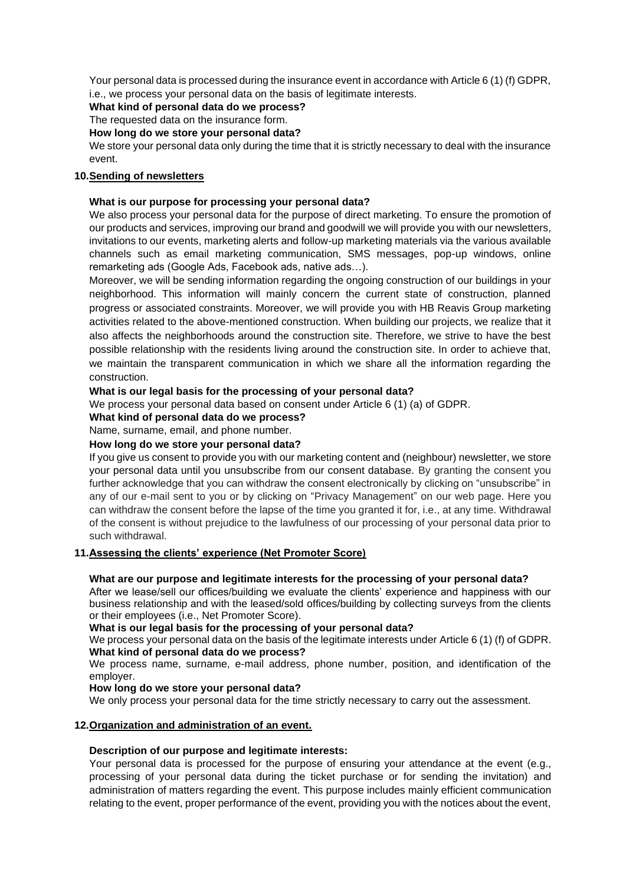Your personal data is processed during the insurance event in accordance with Article 6 (1) (f) GDPR, i.e., we process your personal data on the basis of legitimate interests.

**What kind of personal data do we process?**

The requested data on the insurance form.

**How long do we store your personal data?**

We store your personal data only during the time that it is strictly necessary to deal with the insurance event.

## 10. Sending of newsletters

**What is our purpose for processing your personal data?**

We also process your personal data for the purpose of direct marketing. To ensure the promotion of our products and services, improving our brand and goodwill we will provide you with our newsletters, invitations to our events, marketing alerts and follow-up marketing materials via the various available channels such as email marketing communication, SMS messages, pop-up windows, online remarketing ads (Google Ads, Facebook ads, native ads…).

Moreover, we will be sending information regarding the ongoing construction of our buildings in your neighborhood. This information will mainly concern the current state of construction, planned progress or associated constraints. Moreover, we will provide you with HB Reavis Group marketing activities related to the above-mentioned construction. When building our projects, we realize that it also affects the neighborhoods around the construction site. Therefore, we strive to have the best possible relationship with the residents living around the construction site. In order to achieve that, we maintain the transparent communication in which we share all the information regarding the construction.

**What is our legal basis for the processing of your personal data?**

We process your personal data based on consent under Article 6 (1) (a) of GDPR.

**What kind of personal data do we process?**

Name, surname, email, and phone number.

**How long do we store your personal data?**

If you give us consent to provide you with our marketing content and (neighbour) newsletter, we store your personal data until you unsubscribe from our consent database. By granting the consent you further acknowledge that you can withdraw the consent electronically by clicking on "unsubscribe" in any of our e-mail sent to you or by clicking on "Privacy Management" on our web page. Here you can withdraw the consent before the lapse of the time you granted it for, i.e., at any time. Withdrawal of the consent is without prejudice to the lawfulness of our processing of your personal data prior to such withdrawal.

## 11. Assessing the clients' experience (Net Promoter Score)

**What are our purpose and legitimate interests for the processing of your personal data?**

After we lease/sell our offices/building we evaluate the clients' experience and happiness with our business relationship and with the leased/sold offices/building by collecting surveys from the clients or their employees (i.e., Net Promoter Score).

**What is our legal basis for the processing of your personal data?**

We process your personal data on the basis of the legitimate interests under Article 6 (1) (f) of GDPR.

**What kind of personal data do we process?**

We process name, surname, e-mail address, phone number, position, and identification of the employer.

**How long do we store your personal data?**

We only process your personal data for the time strictly necessary to carry out the assessment.

## 12. Organization and administration of an event.

**Description of our purpose and legitimate interests:**

Your personal data is processed for the purpose of ensuring your attendance at the event (e.g., processing of your personal data during the ticket purchase or for sending the invitation) and administration of matters regarding the event. This purpose includes mainly efficient communication relating to the event, proper performance of the event, providing you with the notices about the event,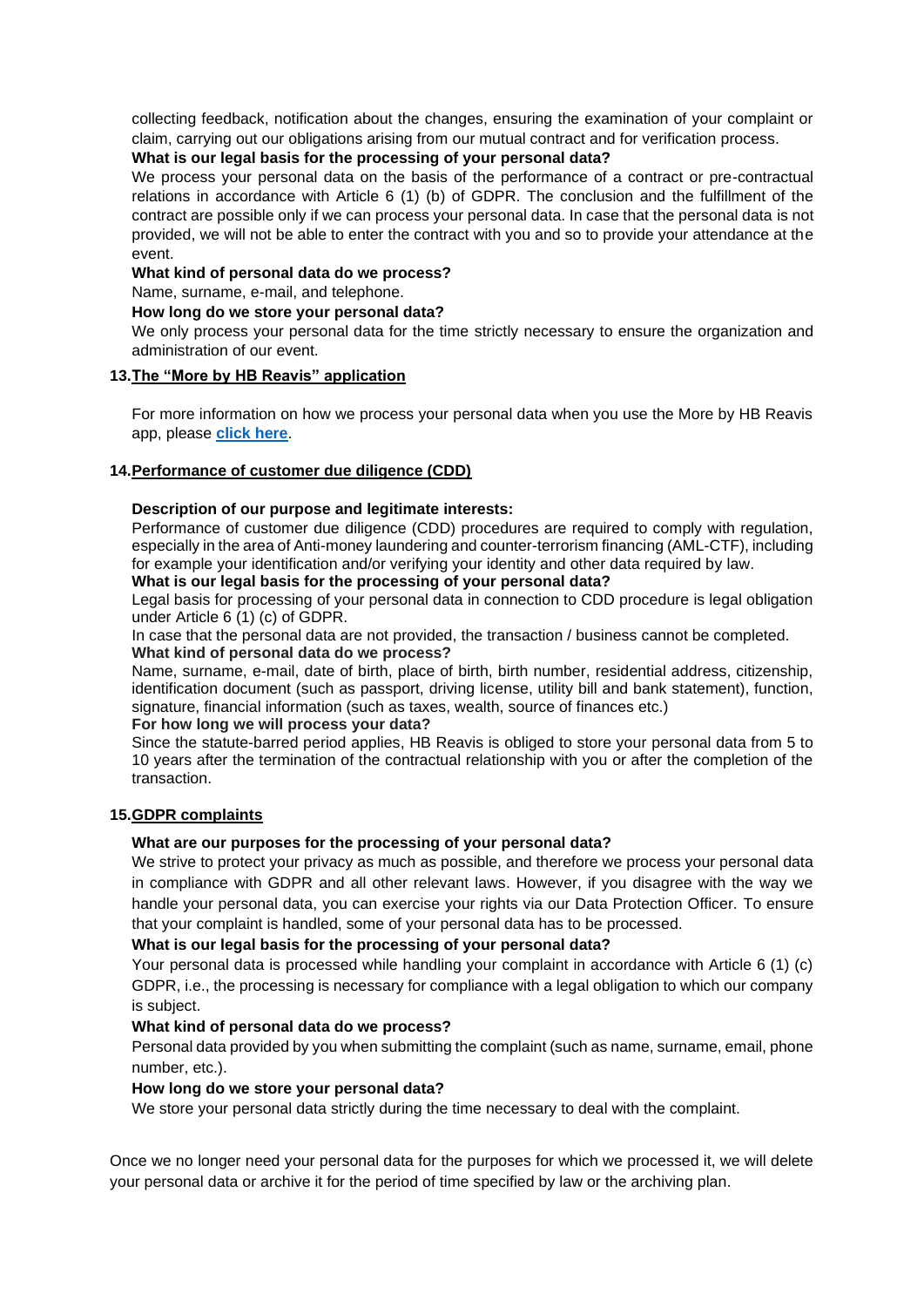collecting feedback, notification about the changes, ensuring the examination of your complaint or claim, carrying out our obligations arising from our mutual contract and for verification process.

**What is our legal basis for the processing of your personal data?**

We process your personal data on the basis of the performance of a contract or pre-contractual relations in accordance with Article 6 (1) (b) of GDPR. The conclusion and the fulfillment of the contract are possible only if we can process your personal data. In case that the personal data is not provided, we will not be able to enter the contract with you and so to provide your attendance at the event.

**What kind of personal data do we process?**

Name, surname, e-mail, and telephone.

**How long do we store your personal data?**

We only process your personal data for the time strictly necessary to ensure the organization and administration of our event.

## 13. The "More by HB Reavis" application

For more information on how we process your personal data when you use the More by HB Reavis app, please **click here**.

## 14. Performance of customer due diligence (CDD)

**Description of our purpose and legitimate interests:**

Performance of customer due diligence (CDD) procedures are required to comply with regulation, especially in the area of Anti-money laundering and counter-terrorism financing (AML-CTF), including for example your identification and/or verifying your identity and other data required by law.

**What is our legal basis for the processing of your personal data?**

Legal basis for processing of your personal data in connection to CDD procedure is legal obligation under Article 6 (1) (c) of GDPR.

In case that the personal data are not provided, the transaction / business cannot be completed.

**What kind of personal data do we process?**

Name, surname, e-mail, date of birth, place of birth, birth number, residential address, citizenship, identification document (such as passport, driving license, utility bill and bank statement), function, signature, financial information (such as taxes, wealth, source of finances etc.)

**For how long we will process your data?**

Since the statute-barred period applies, HB Reavis is obliged to store your personal data from 5 to 10 years after the termination of the contractual relationship with you or after the completion of the transaction.

## 15. GDPR complaints

**What are our purposes for the processing of your personal data?**

We strive to protect your privacy as much as possible, and therefore we process your personal data in compliance with GDPR and all other relevant laws. However, if you disagree with the way we handle your personal data, you can exercise your rights via our Data Protection Officer. To ensure that your complaint is handled, some of your personal data has to be processed.

**What is our legal basis for the processing of your personal data?**

Your personal data is processed while handling your complaint in accordance with Article 6 (1) (c) GDPR, i.e., the processing is necessary for compliance with a legal obligation to which our company is subject.

**What kind of personal data do we process?**

Personal data provided by you when submitting the complaint (such as name, surname, email, phone number, etc.).

**How long do we store your personal data?**

We store your personal data strictly during the time necessary to deal with the complaint.

Once we no longer need your personal data for the purposes for which we processed it, we will delete your personal data or archive it for the period of time specified by law or the archiving plan.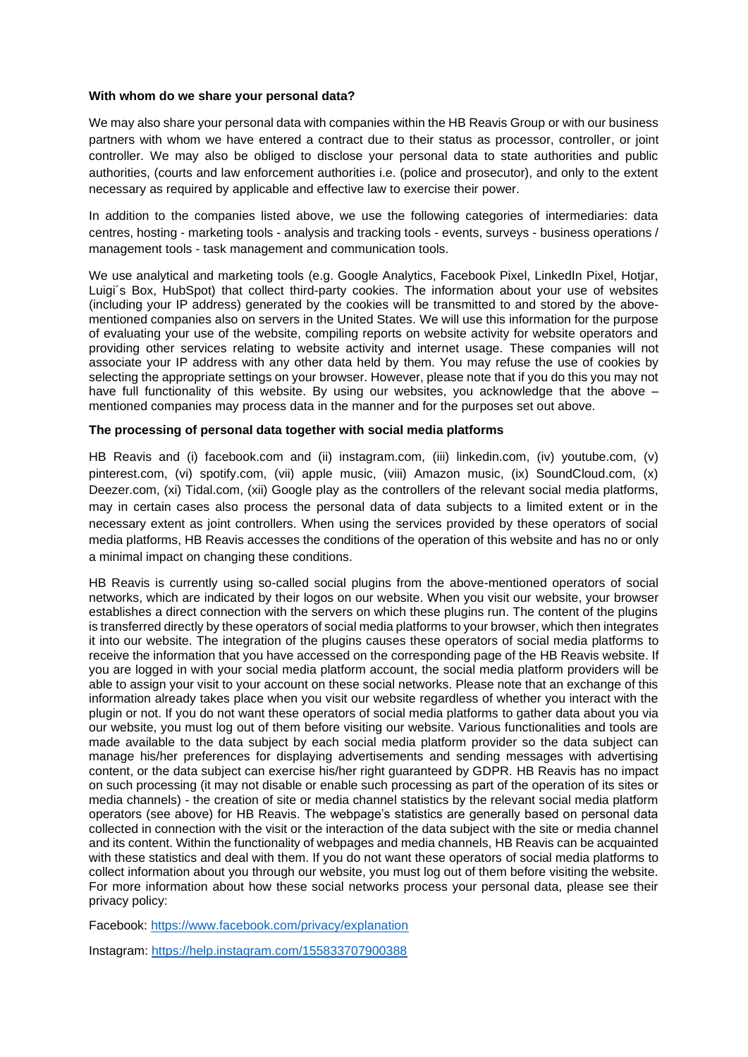**With whom do we share your personal data?**

We may also share your personal data with companies within the HB Reavis Group or with our business partners with whom we have entered a contract due to their status as processor, controller, or joint controller. We may also be obliged to disclose your personal data to state authorities and public authorities, (courts and law enforcement authorities i.e. (police and prosecutor), and only to the extent necessary as required by applicable and effective law to exercise their power.

In addition to the companies listed above, we use the following categories of intermediaries: data centres, hosting - marketing tools - analysis and tracking tools - events, surveys - business operations / management tools - task management and communication tools.

We use analytical and marketing tools (e.g. Google Analytics, Facebook Pixel, LinkedIn Pixel, Hotjar, Luigi´s Box, HubSpot) that collect third-party cookies. The information about your use of websites (including your IP address) generated by the cookies will be transmitted to and stored by the above-mentioned companies also on servers in the United States. We will use this information for the purpose of evaluating your use of the website, compiling reports on website activity for website operators and providing other services relating to website activity and internet usage. These companies will not associate your IP address with any other data held by them. You may refuse the use of cookies by selecting the appropriate settings on your browser. However, please note that if you do this you may not have full functionality of this website. By using our websites, you acknowledge that the above – mentioned companies may process data in the manner and for the purposes set out above.

**The processing of personal data together with social media platforms**

HB Reavis and (i) facebook.com and (ii) instagram.com, (iii) linkedin.com, (iv) youtube.com, (v) pinterest.com, (vi) spotify.com, (vii) apple music, (viii) Amazon music, (ix) SoundCloud.com, (x) Deezer.com, (xi) Tidal.com, (xii) Google play as the controllers of the relevant social media platforms, may in certain cases also process the personal data of data subjects to a limited extent or in the necessary extent as joint controllers. When using the services provided by these operators of social media platforms, HB Reavis accesses the conditions of the operation of this website and has no or only a minimal impact on changing these conditions.

HB Reavis is currently using so-called social plugins from the above-mentioned operators of social networks, which are indicated by their logos on our website. When you visit our website, your browser establishes a direct connection with the servers on which these plugins run. The content of the plugins is transferred directly by these operators of social media platforms to your browser, which then integrates it into our website. The integration of the plugins causes these operators of social media platforms to receive the information that you have accessed on the corresponding page of the HB Reavis website. If you are logged in with your social media platform account, the social media platform providers will be able to assign your visit to your account on these social networks. Please note that an exchange of this information already takes place when you visit our website regardless of whether you interact with the plugin or not. If you do not want these operators of social media platforms to gather data about you via our website, you must log out of them before visiting our website. Various functionalities and tools are made available to the data subject by each social media platform provider so the data subject can manage his/her preferences for displaying advertisements and sending messages with advertising content, or the data subject can exercise his/her right guaranteed by GDPR. HB Reavis has no impact on such processing (it may not disable or enable such processing as part of the operation of its sites or media channels) - the creation of site or media channel statistics by the relevant social media platform operators (see above) for HB Reavis. The webpage's statistics are generally based on personal data collected in connection with the visit or the interaction of the data subject with the site or media channel and its content. Within the functionality of webpages and media channels, HB Reavis can be acquainted with these statistics and deal with them. If you do not want these operators of social media platforms to collect information about you through our website, you must log out of them before visiting the website. For more information about how these social networks process your personal data, please see their privacy policy:

Facebook: https://www.facebook.com/privacy/explanation

Instagram: https://help.instagram.com/155833707900388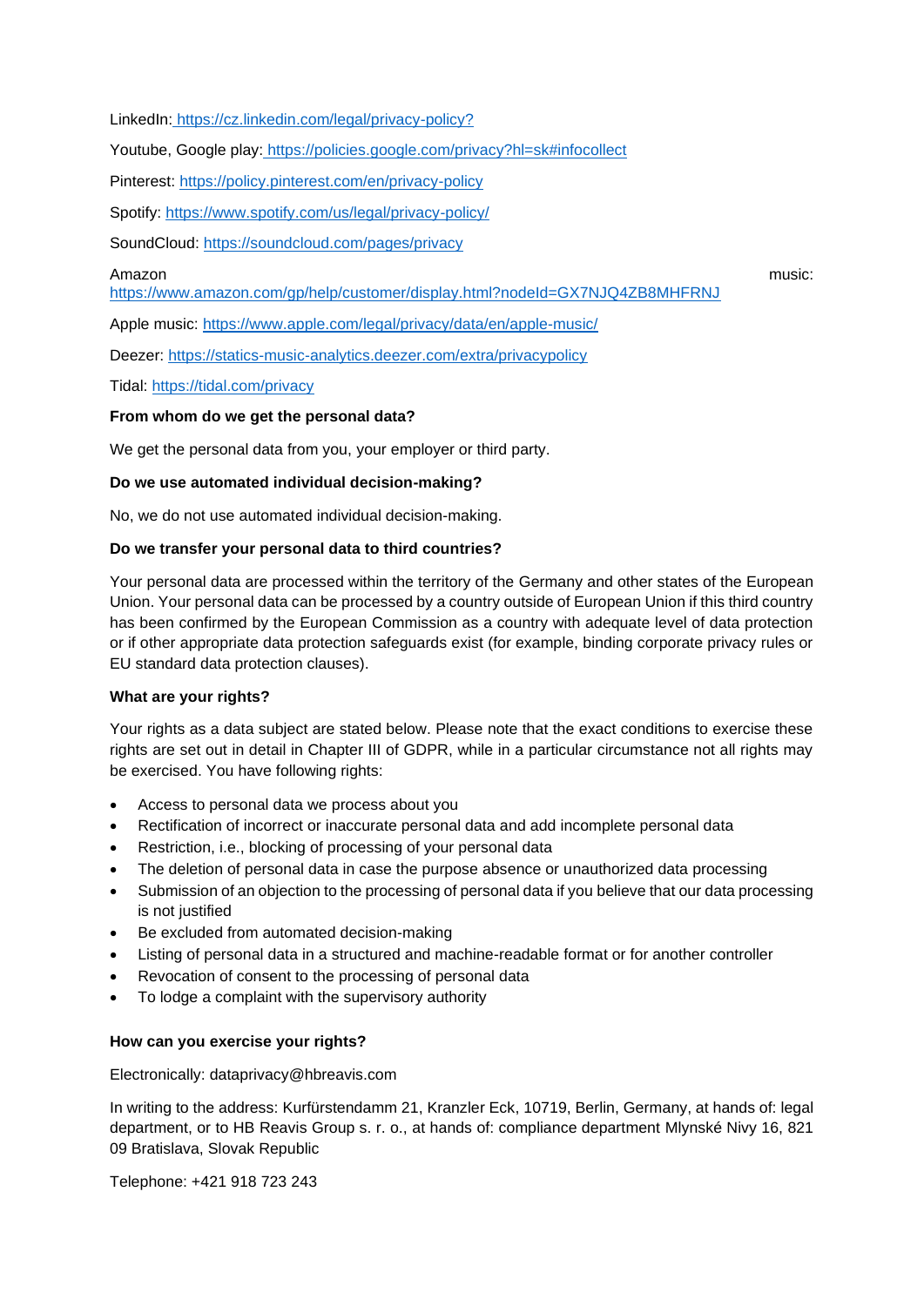LinkedIn: https://cz.linkedin.com/legal/privacy-policy?

Youtube, Google play: https://policies.google.com/privacy?hl=sk#infocollect

Pinterest: https://policy.pinterest.com/en/privacy-policy

Spotify: https://www.spotify.com/us/legal/privacy-policy/

SoundCloud: https://soundcloud.com/pages/privacy

Amazon music: https://www.amazon.com/gp/help/customer/display.html?nodeId=GX7NJQ4ZB8MHFRNJ

Apple music: https://www.apple.com/legal/privacy/data/en/apple-music/

Deezer: https://statics-music-analytics.deezer.com/extra/privacypolicy

Tidal: https://tidal.com/privacy

**From whom do we get the personal data?**

We get the personal data from you, your employer or third party.

**Do we use automated individual decision-making?**

No, we do not use automated individual decision-making.

**Do we transfer your personal data to third countries?**

Your personal data are processed within the territory of the Germany and other states of the European Union. Your personal data can be processed by a country outside of European Union if this third country has been confirmed by the European Commission as a country with adequate level of data protection or if other appropriate data protection safeguards exist (for example, binding corporate privacy rules or EU standard data protection clauses).

**What are your rights?**

Your rights as a data subject are stated below. Please note that the exact conditions to exercise these rights are set out in detail in Chapter III of GDPR, while in a particular circumstance not all rights may be exercised. You have following rights:

- Access to personal data we process about you
- Rectification of incorrect or inaccurate personal data and add incomplete personal data
- Restriction, i.e., blocking of processing of your personal data
- The deletion of personal data in case the purpose absence or unauthorized data processing
- Submission of an objection to the processing of personal data if you believe that our data processing is not justified
- Be excluded from automated decision-making
- Listing of personal data in a structured and machine-readable format or for another controller
- Revocation of consent to the processing of personal data
- To lodge a complaint with the supervisory authority

**How can you exercise your rights?**

Electronically: dataprivacy@hbreavis.com

In writing to the address: Kurfürstendamm 21, Kranzler Eck, 10719, Berlin, Germany, at hands of: legal department, or to HB Reavis Group s. r. o., at hands of: compliance department Mlynské Nivy 16, 821 09 Bratislava, Slovak Republic

Telephone: +421 918 723 243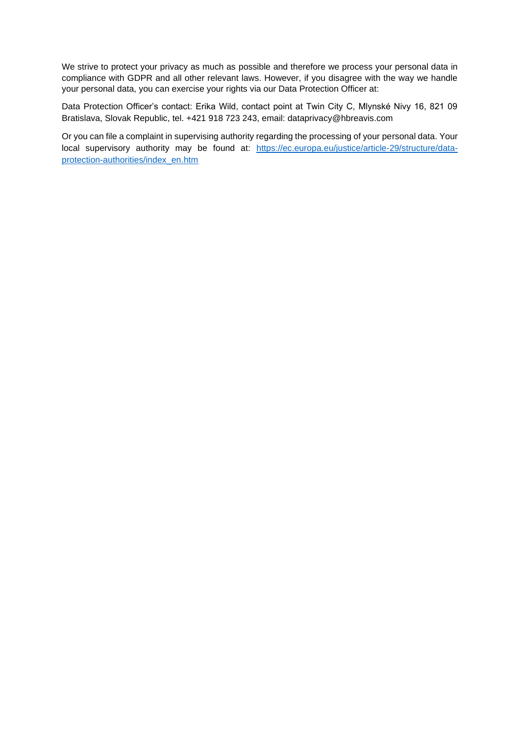We strive to protect your privacy as much as possible and therefore we process your personal data in compliance with GDPR and all other relevant laws. However, if you disagree with the way we handle your personal data, you can exercise your rights via our Data Protection Officer at:

Data Protection Officer's contact: Erika Wild, contact point at Twin City C, Mlynské Nivy 16, 821 09 Bratislava, Slovak Republic, tel. +421 918 723 243, email: dataprivacy@hbreavis.com

Or you can file a complaint in supervising authority regarding the processing of your personal data. Your local supervisory authority may be found at: [https://ec.europa.eu/justice/article-29/structure/data-protection-authorities/index_en.htm](https://ec.europa.eu/justice/article-29/structure/data-protection-authorities/index_en.htm)